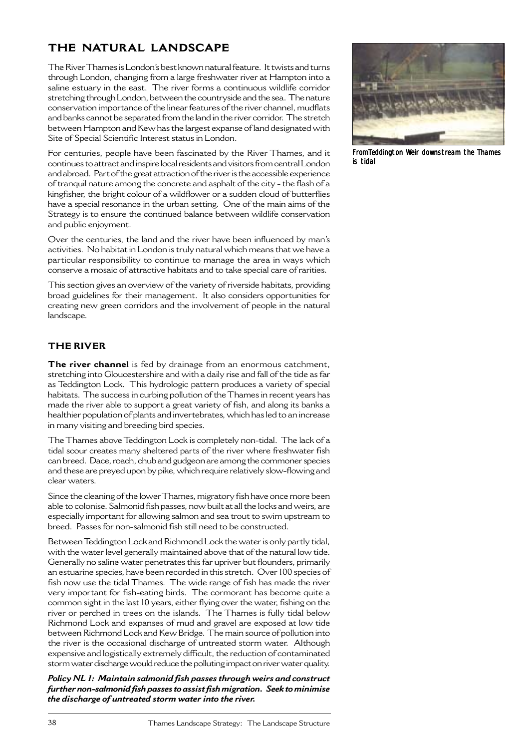# THE NATURAL LANDSCAPE

The River Thames is London's best known natural feature. It twists and turns through London, changing from a large freshwater river at Hampton into a saline estuary in the east. The river forms a continuous wildlife corridor stretching through London, between the countryside and the sea. The nature conservation importance of the linear features of the river channel, mudflats and banks cannot be separated from the land in the river corridor. The stretch between Hampton and Kew has the largest expanse of land designated with Site of Special Scientific Interest status in London.

For centuries, people have been fascinated by the River Thames, and it continues to attract and inspire local residents and visitors from central London and abroad. Part of the great attraction of the river is the accessible experience of tranquil nature among the concrete and asphalt of the city - the flash of a kingfisher, the bright colour of a wildflower or a sudden cloud of butterflies have a special resonance in the urban setting. One of the main aims of the Strategy is to ensure the continued balance between wildlife conservation and public enjoyment.

Over the centuries, the land and the river have been influenced by man's activities. No habitat in London is truly natural which means that we have a particular responsibility to continue to manage the area in ways which conserve a mosaic of attractive habitats and to take special care of rarities.

This section gives an overview of the variety of riverside habitats, providing broad guidelines for their management. It also considers opportunities for creating new green corridors and the involvement of people in the natural landscape.

From Teddington Weir downstream the Thames is tidal

## THE RIVER

**The river channel** is fed by drainage from an enormous catchment, stretching into Gloucestershire and with a daily rise and fall of the tide as far as Teddington Lock. This hydrologic pattern produces a variety of special habitats. The success in curbing pollution of the Thames in recent years has made the river able to support a great variety of fish, and along its banks a healthier population of plants and invertebrates, which has led to an increase in many visiting and breeding bird species.

The Thames above Teddington Lock is completely non-tidal. The lack of a tidal scour creates many sheltered parts of the river where freshwater fish can breed. Dace, roach, chub and gudgeon are among the commoner species and these are preyed upon by pike, which require relatively slow-flowing and clear waters.

Since the cleaning of the lower Thames, migratory fish have once more been able to colonise. Salmonid fish passes, now built at all the locks and weirs, are especially important for allowing salmon and sea trout to swim upstream to breed. Passes for non-salmonid fish still need to be constructed.

Between Teddington Lock and Richmond Lock the water is only partly tidal, with the water level generally maintained above that of the natural low tide. Generally no saline water penetrates this far upriver but flounders, primarily an estuarine species, have been recorded in this stretch. Over 100 species of fish now use the tidal Thames. The wide range of fish has made the river very important for fish-eating birds. The cormorant has become quite a common sight in the last 10 years, either flying over the water, fishing on the river or perched in trees on the islands. The Thames is fully tidal below Richmond Lock and expanses of mud and gravel are exposed at low tide between Richmond Lock and Kew Bridge. The main source of pollution into the river is the occasional discharge of untreated storm water. Although expensive and logistically extremely difficult, the reduction of contaminated storm water discharge would reduce the polluting impact on river water quality.

***Policy NL 1: Maintain salmonid fish passes through weirs and construct further non-salmonid fish passes to assist fish migration. Seek to minimise the discharge of untreated storm water into the river.***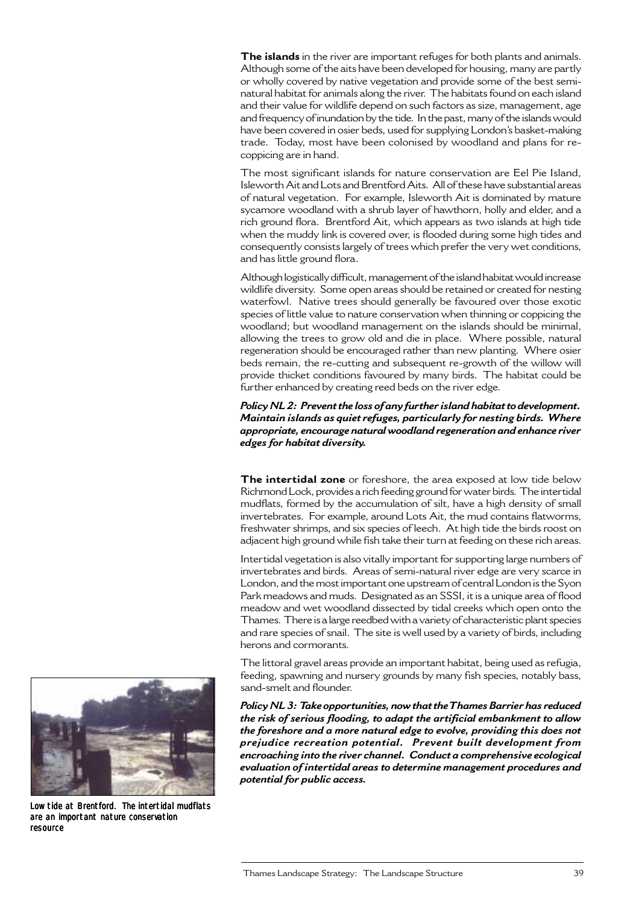**The islands** in the river are important refuges for both plants and animals. Although some of the aits have been developed for housing, many are partly or wholly covered by native vegetation and provide some of the best semi-natural habitat for animals along the river. The habitats found on each island and their value for wildlife depend on such factors as size, management, age and frequency of inundation by the tide. In the past, many of the islands would have been covered in osier beds, used for supplying London's basket-making trade. Today, most have been colonised by woodland and plans for re-coppicing are in hand.

The most significant islands for nature conservation are Eel Pie Island, Isleworth Ait and Lots and Brentford Aits. All of these have substantial areas of natural vegetation. For example, Isleworth Ait is dominated by mature sycamore woodland with a shrub layer of hawthorn, holly and elder, and a rich ground flora. Brentford Ait, which appears as two islands at high tide when the muddy link is covered over, is flooded during some high tides and consequently consists largely of trees which prefer the very wet conditions, and has little ground flora.

Although logistically difficult, management of the island habitat would increase wildlife diversity. Some open areas should be retained or created for nesting waterfowl. Native trees should generally be favoured over those exotic species of little value to nature conservation when thinning or coppicing the woodland; but woodland management on the islands should be minimal, allowing the trees to grow old and die in place. Where possible, natural regeneration should be encouraged rather than new planting. Where osier beds remain, the re-cutting and subsequent re-growth of the willow will provide thicket conditions favoured by many birds. The habitat could be further enhanced by creating reed beds on the river edge.

***Policy NL 2: Prevent the loss of any further island habitat to development. Maintain islands as quiet refuges, particularly for nesting birds. Where appropriate, encourage natural woodland regeneration and enhance river edges for habitat diversity.***

**The intertidal zone** or foreshore, the area exposed at low tide below Richmond Lock, provides a rich feeding ground for water birds. The intertidal mudflats, formed by the accumulation of silt, have a high density of small invertebrates. For example, around Lots Ait, the mud contains flatworms, freshwater shrimps, and six species of leech. At high tide the birds roost on adjacent high ground while fish take their turn at feeding on these rich areas.

Intertidal vegetation is also vitally important for supporting large numbers of invertebrates and birds. Areas of semi-natural river edge are very scarce in London, and the most important one upstream of central London is the Syon Park meadows and muds. Designated as an SSSI, it is a unique area of flood meadow and wet woodland dissected by tidal creeks which open onto the Thames. There is a large reedbed with a variety of characteristic plant species and rare species of snail. The site is well used by a variety of birds, including herons and cormorants.

The littoral gravel areas provide an important habitat, being used as refugia, feeding, spawning and nursery grounds by many fish species, notably bass, sand-smelt and flounder.

***Policy NL 3: Take opportunities, now that the Thames Barrier has reduced the risk of serious flooding, to adapt the artificial embankment to allow the foreshore and a more natural edge to evolve, providing this does not prejudice recreation potential. Prevent built development from encroaching into the river channel. Conduct a comprehensive ecological evaluation of intertidal areas to determine management procedures and potential for public access.***

*Low tide at Brentford. The intertidal mudflats are an important nature conservation resource*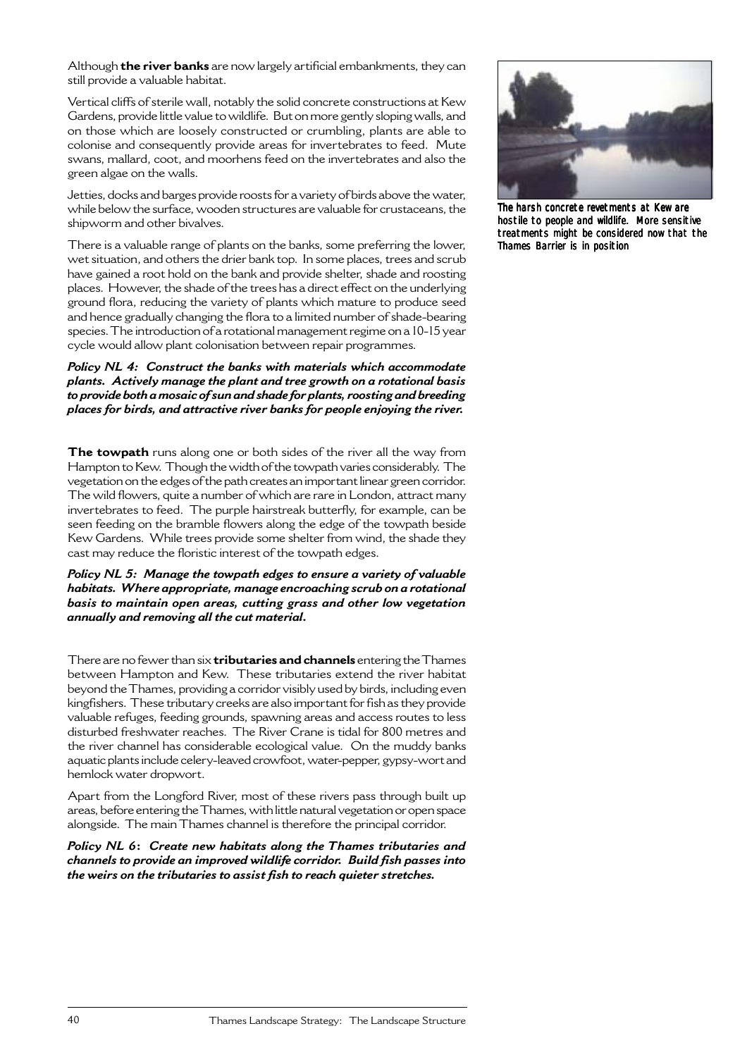Although **the river banks** are now largely artificial embankments, they can still provide a valuable habitat.

Vertical cliffs of sterile wall, notably the solid concrete constructions at Kew Gardens, provide little value to wildlife. But on more gently sloping walls, and on those which are loosely constructed or crumbling, plants are able to colonise and consequently provide areas for invertebrates to feed. Mute swans, mallard, coot, and moorhens feed on the invertebrates and also the green algae on the walls.

Jetties, docks and barges provide roosts for a variety of birds above the water, while below the surface, wooden structures are valuable for crustaceans, the shipworm and other bivalves.

There is a valuable range of plants on the banks, some preferring the lower, wet situation, and others the drier bank top. In some places, trees and scrub have gained a root hold on the bank and provide shelter, shade and roosting places. However, the shade of the trees has a direct effect on the underlying ground flora, reducing the variety of plants which mature to produce seed and hence gradually changing the flora to a limited number of shade-bearing species. The introduction of a rotational management regime on a 10-15 year cycle would allow plant colonisation between repair programmes.

***Policy NL 4: Construct the banks with materials which accommodate plants. Actively manage the plant and tree growth on a rotational basis to provide both a mosaic of sun and shade for plants, roosting and breeding places for birds, and attractive river banks for people enjoying the river.***

*The harsh concrete revetments at Kew are hostile to people and wildlife. More sensitive treatments might be considered now that the Thames Barrier is in position*

**The towpath** runs along one or both sides of the river all the way from Hampton to Kew. Though the width of the towpath varies considerably. The vegetation on the edges of the path creates an important linear green corridor. The wild flowers, quite a number of which are rare in London, attract many invertebrates to feed. The purple hairstreak butterfly, for example, can be seen feeding on the bramble flowers along the edge of the towpath beside Kew Gardens. While trees provide some shelter from wind, the shade they cast may reduce the floristic interest of the towpath edges.

***Policy NL 5: Manage the towpath edges to ensure a variety of valuable habitats. Where appropriate, manage encroaching scrub on a rotational basis to maintain open areas, cutting grass and other low vegetation annually and removing all the cut material.***

There are no fewer than six **tributaries and channels** entering the Thames between Hampton and Kew. These tributaries extend the river habitat beyond the Thames, providing a corridor visibly used by birds, including even kingfishers. These tributary creeks are also important for fish as they provide valuable refuges, feeding grounds, spawning areas and access routes to less disturbed freshwater reaches. The River Crane is tidal for 800 metres and the river channel has considerable ecological value. On the muddy banks aquatic plants include celery-leaved crowfoot, water-pepper, gypsy-wort and hemlock water dropwort.

Apart from the Longford River, most of these rivers pass through built up areas, before entering the Thames, with little natural vegetation or open space alongside. The main Thames channel is therefore the principal corridor.

***Policy NL 6: Create new habitats along the Thames tributaries and channels to provide an improved wildlife corridor. Build fish passes into the weirs on the tributaries to assist fish to reach quieter stretches.***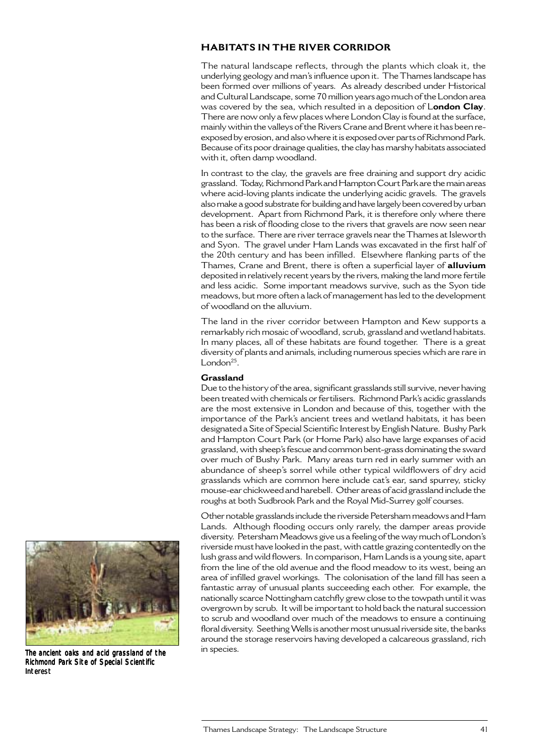## HABITATS IN THE RIVER CORRIDOR

The natural landscape reflects, through the plants which cloak it, the underlying geology and man's influence upon it. The Thames landscape has been formed over millions of years. As already described under Historical and Cultural Landscape, some 70 million years ago much of the London area was covered by the sea, which resulted in a deposition of **London Clay**. There are now only a few places where London Clay is found at the surface, mainly within the valleys of the Rivers Crane and Brent where it has been re-exposed by erosion, and also where it is exposed over parts of Richmond Park. Because of its poor drainage qualities, the clay has marshy habitats associated with it, often damp woodland.

In contrast to the clay, the gravels are free draining and support dry acidic grassland. Today, Richmond Park and Hampton Court Park are the main areas where acid-loving plants indicate the underlying acidic gravels. The gravels also make a good substrate for building and have largely been covered by urban development. Apart from Richmond Park, it is therefore only where there has been a risk of flooding close to the rivers that gravels are now seen near to the surface. There are river terrace gravels near the Thames at Isleworth and Syon. The gravel under Ham Lands was excavated in the first half of the 20th century and has been infilled. Elsewhere flanking parts of the Thames, Crane and Brent, there is often a superficial layer of **alluvium** deposited in relatively recent years by the rivers, making the land more fertile and less acidic. Some important meadows survive, such as the Syon tide meadows, but more often a lack of management has led to the development of woodland on the alluvium.

The land in the river corridor between Hampton and Kew supports a remarkably rich mosaic of woodland, scrub, grassland and wetland habitats. In many places, all of these habitats are found together. There is a great diversity of plants and animals, including numerous species which are rare in London[25].

### Grassland

Due to the history of the area, significant grasslands still survive, never having been treated with chemicals or fertilisers. Richmond Park's acidic grasslands are the most extensive in London and because of this, together with the importance of the Park's ancient trees and wetland habitats, it has been designated a Site of Special Scientific Interest by English Nature. Bushy Park and Hampton Court Park (or Home Park) also have large expanses of acid grassland, with sheep's fescue and common bent-grass dominating the sward over much of Bushy Park. Many areas turn red in early summer with an abundance of sheep's sorrel while other typical wildflowers of dry acid grasslands which are common here include cat's ear, sand spurrey, sticky mouse-ear chickweed and harebell. Other areas of acid grassland include the roughs at both Sudbrook Park and the Royal Mid-Surrey golf courses.

Other notable grasslands include the riverside Petersham meadows and Ham Lands. Although flooding occurs only rarely, the damper areas provide diversity. Petersham Meadows give us a feeling of the way much of London's riverside must have looked in the past, with cattle grazing contentedly on the lush grass and wild flowers. In comparison, Ham Lands is a young site, apart from the line of the old avenue and the flood meadow to its west, being an area of infilled gravel workings. The colonisation of the land fill has seen a fantastic array of unusual plants succeeding each other. For example, the nationally scarce Nottingham catchfly grew close to the towpath until it was overgrown by scrub. It will be important to hold back the natural succession to scrub and woodland over much of the meadows to ensure a continuing floral diversity. Seething Wells is another most unusual riverside site, the banks around the storage reservoirs having developed a calcareous grassland, rich in species.

*The ancient oaks and acid grassland of the Richmond Park Site of Special Scientific Interest*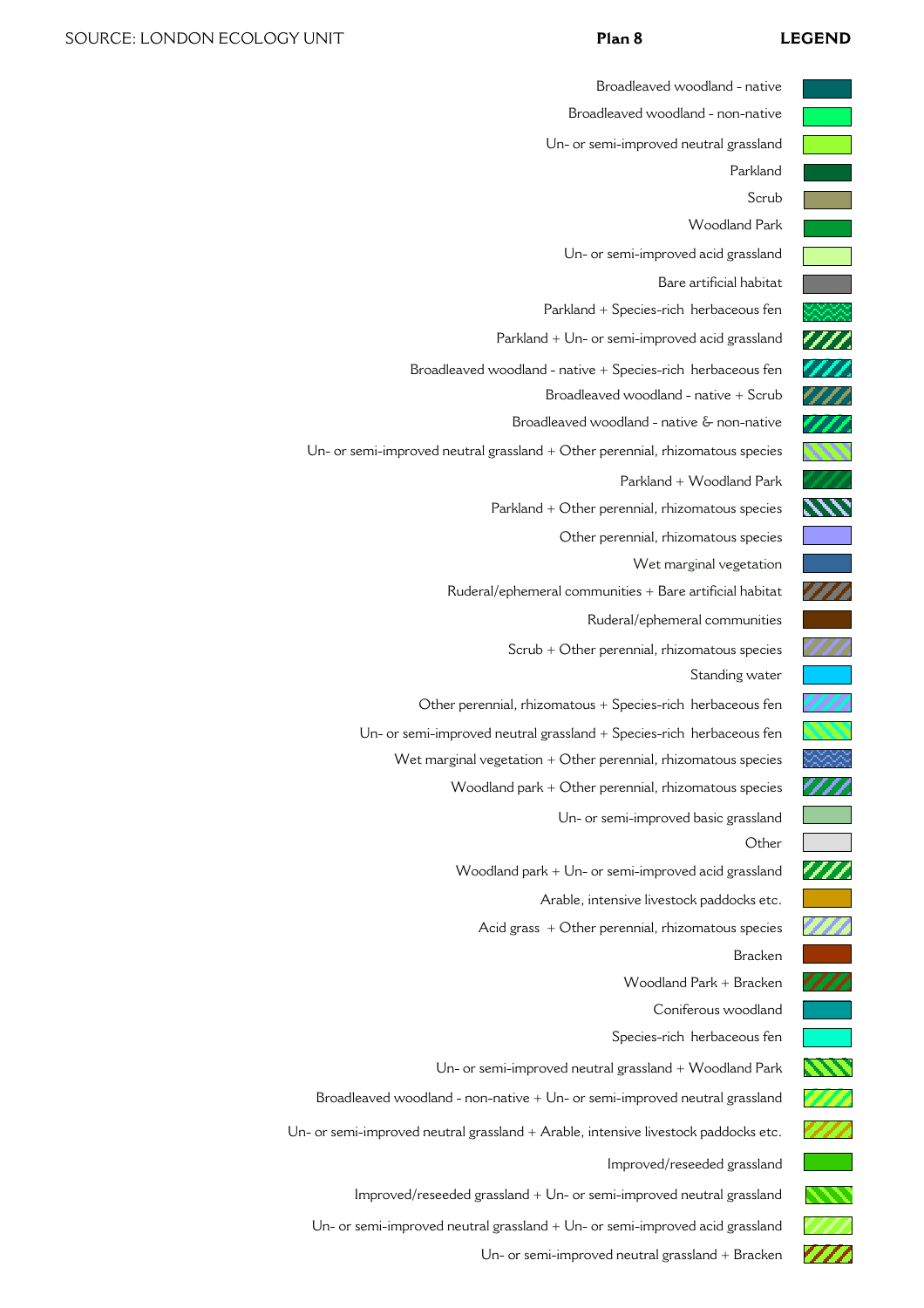SOURCE: LONDON ECOLOGY UNIT

**Plan 8**

**LEGEND**

- Broadleaved woodland - native
- Broadleaved woodland - non-native
- Un- or semi-improved neutral grassland
- Parkland
- Scrub
- Woodland Park
- Un- or semi-improved acid grassland
- Bare artificial habitat
- Parkland + Species-rich herbaceous fen
- Parkland + Un- or semi-improved acid grassland
- Broadleaved woodland - native + Species-rich herbaceous fen
- Broadleaved woodland - native + Scrub
- Broadleaved woodland - native & non-native
- Un- or semi-improved neutral grassland + Other perennial, rhizomatous species
- Parkland + Woodland Park
- Parkland + Other perennial, rhizomatous species
- Other perennial, rhizomatous species
- Wet marginal vegetation
- Ruderal/ephemeral communities + Bare artificial habitat
- Ruderal/ephemeral communities
- Scrub + Other perennial, rhizomatous species
- Standing water
- Other perennial, rhizomatous + Species-rich herbaceous fen
- Un- or semi-improved neutral grassland + Species-rich herbaceous fen
- Wet marginal vegetation + Other perennial, rhizomatous species
- Woodland park + Other perennial, rhizomatous species
- Un- or semi-improved basic grassland
- Other
- Woodland park + Un- or semi-improved acid grassland
- Arable, intensive livestock paddocks etc.
- Acid grass + Other perennial, rhizomatous species
- Bracken
- Woodland Park + Bracken
- Coniferous woodland
- Species-rich herbaceous fen
- Un- or semi-improved neutral grassland + Woodland Park
- Broadleaved woodland - non-native + Un- or semi-improved neutral grassland
- Un- or semi-improved neutral grassland + Arable, intensive livestock paddocks etc.
- Improved/reseeded grassland
- Improved/reseeded grassland + Un- or semi-improved neutral grassland
- Un- or semi-improved neutral grassland + Un- or semi-improved acid grassland
- Un- or semi-improved neutral grassland + Bracken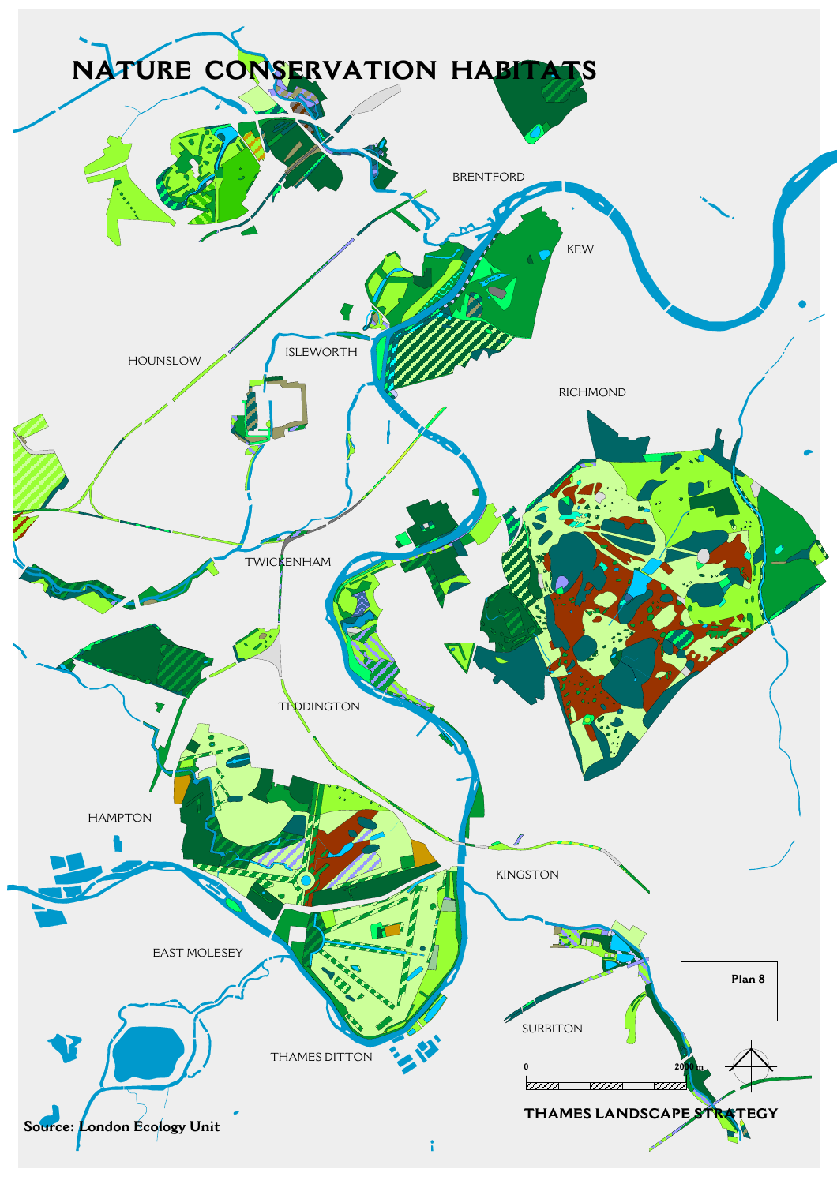# NATURE CONSERVATION HABITATS

BRENTFORD

KEW

HOUNSLOW

ISLEWORTH

RICHMOND

TWICKENHAM

TEDDINGTON

HAMPTON

KINGSTON

EAST MOLESEY

SURBITON

THAMES DITTON

Plan 8

0 2000 m

THAMES LANDSCAPE STRATEGY

**Source: London Ecology Unit**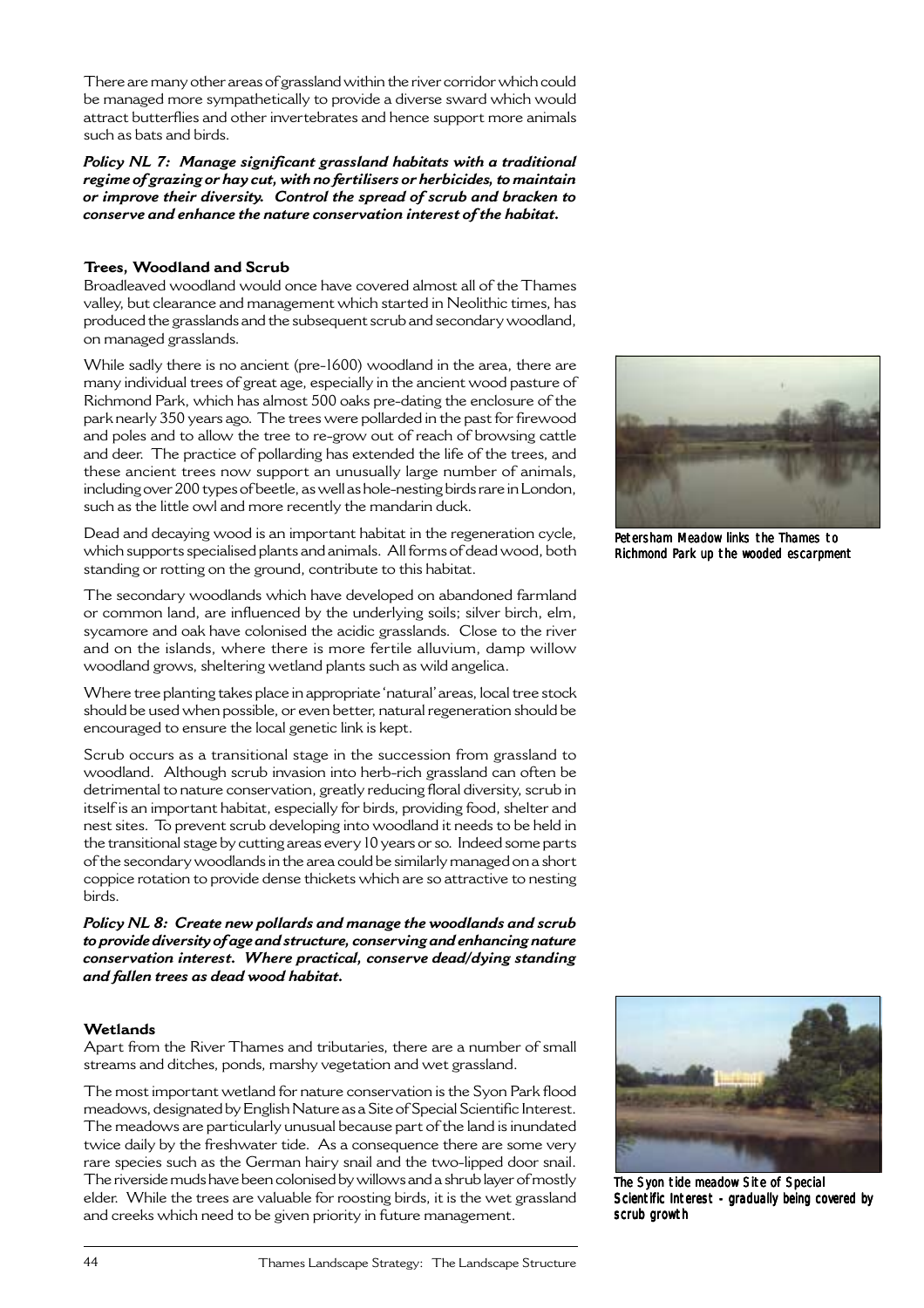There are many other areas of grassland within the river corridor which could be managed more sympathetically to provide a diverse sward which would attract butterflies and other invertebrates and hence support more animals such as bats and birds.

***Policy NL 7: Manage significant grassland habitats with a traditional regime of grazing or hay cut, with no fertilisers or herbicides, to maintain or improve their diversity. Control the spread of scrub and bracken to conserve and enhance the nature conservation interest of the habitat.***

### Trees, Woodland and Scrub

Broadleaved woodland would once have covered almost all of the Thames valley, but clearance and management which started in Neolithic times, has produced the grasslands and the subsequent scrub and secondary woodland, on managed grasslands.

While sadly there is no ancient (pre-1600) woodland in the area, there are many individual trees of great age, especially in the ancient wood pasture of Richmond Park, which has almost 500 oaks pre-dating the enclosure of the park nearly 350 years ago. The trees were pollarded in the past for firewood and poles and to allow the tree to re-grow out of reach of browsing cattle and deer. The practice of pollarding has extended the life of the trees, and these ancient trees now support an unusually large number of animals, including over 200 types of beetle, as well as hole-nesting birds rare in London, such as the little owl and more recently the mandarin duck.

Petersham Meadow links the Thames to Richmond Park up the wooded escarpment

Dead and decaying wood is an important habitat in the regeneration cycle, which supports specialised plants and animals. All forms of dead wood, both standing or rotting on the ground, contribute to this habitat.

The secondary woodlands which have developed on abandoned farmland or common land, are influenced by the underlying soils; silver birch, elm, sycamore and oak have colonised the acidic grasslands. Close to the river and on the islands, where there is more fertile alluvium, damp willow woodland grows, sheltering wetland plants such as wild angelica.

Where tree planting takes place in appropriate 'natural' areas, local tree stock should be used when possible, or even better, natural regeneration should be encouraged to ensure the local genetic link is kept.

Scrub occurs as a transitional stage in the succession from grassland to woodland. Although scrub invasion into herb-rich grassland can often be detrimental to nature conservation, greatly reducing floral diversity, scrub in itself is an important habitat, especially for birds, providing food, shelter and nest sites. To prevent scrub developing into woodland it needs to be held in the transitional stage by cutting areas every 10 years or so. Indeed some parts of the secondary woodlands in the area could be similarly managed on a short coppice rotation to provide dense thickets which are so attractive to nesting birds.

***Policy NL 8: Create new pollards and manage the woodlands and scrub to provide diversity of age and structure, conserving and enhancing nature conservation interest. Where practical, conserve dead/dying standing and fallen trees as dead wood habitat.***

### Wetlands

Apart from the River Thames and tributaries, there are a number of small streams and ditches, ponds, marshy vegetation and wet grassland.

The most important wetland for nature conservation is the Syon Park flood meadows, designated by English Nature as a Site of Special Scientific Interest. The meadows are particularly unusual because part of the land is inundated twice daily by the freshwater tide. As a consequence there are some very rare species such as the German hairy snail and the two-lipped door snail. The riverside muds have been colonised by willows and a shrub layer of mostly elder. While the trees are valuable for roosting birds, it is the wet grassland and creeks which need to be given priority in future management.

The Syon tide meadow Site of Special Scientific Interest - gradually being covered by scrub growth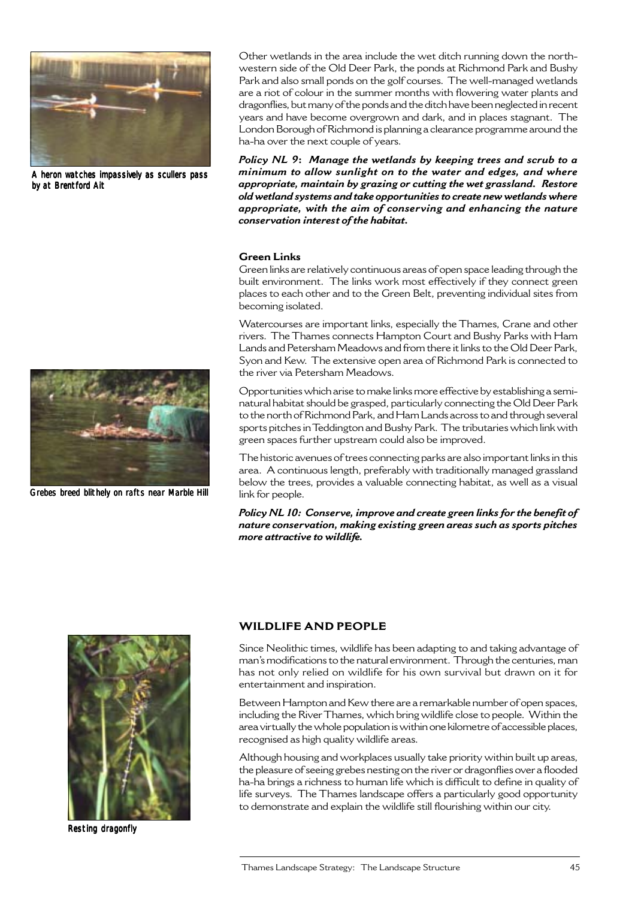A heron watches impassively as scullers pass by at Brentford Ait

Other wetlands in the area include the wet ditch running down the north-western side of the Old Deer Park, the ponds at Richmond Park and Bushy Park and also small ponds on the golf courses. The well-managed wetlands are a riot of colour in the summer months with flowering water plants and dragonflies, but many of the ponds and the ditch have been neglected in recent years and have become overgrown and dark, and in places stagnant. The London Borough of Richmond is planning a clearance programme around the ha-ha over the next couple of years.

***Policy NL 9: Manage the wetlands by keeping trees and scrub to a minimum to allow sunlight on to the water and edges, and where appropriate, maintain by grazing or cutting the wet grassland. Restore old wetland systems and take opportunities to create new wetlands where appropriate, with the aim of conserving and enhancing the nature conservation interest of the habitat.***

**Green Links**

Green links are relatively continuous areas of open space leading through the built environment. The links work most effectively if they connect green places to each other and to the Green Belt, preventing individual sites from becoming isolated.

Watercourses are important links, especially the Thames, Crane and other rivers. The Thames connects Hampton Court and Bushy Parks with Ham Lands and Petersham Meadows and from there it links to the Old Deer Park, Syon and Kew. The extensive open area of Richmond Park is connected to the river via Petersham Meadows.

Opportunities which arise to make links more effective by establishing a semi-natural habitat should be grasped, particularly connecting the Old Deer Park to the north of Richmond Park, and Ham Lands across to and through several sports pitches in Teddington and Bushy Park. The tributaries which link with green spaces further upstream could also be improved.

Grebes breed blithely on rafts near Marble Hill

The historic avenues of trees connecting parks are also important links in this area. A continuous length, preferably with traditionally managed grassland below the trees, provides a valuable connecting habitat, as well as a visual link for people.

***Policy NL 10: Conserve, improve and create green links for the benefit of nature conservation, making existing green areas such as sports pitches more attractive to wildlife.***

## WILDLIFE AND PEOPLE

Since Neolithic times, wildlife has been adapting to and taking advantage of man's modifications to the natural environment. Through the centuries, man has not only relied on wildlife for his own survival but drawn on it for entertainment and inspiration.

Between Hampton and Kew there are a remarkable number of open spaces, including the River Thames, which bring wildlife close to people. Within the area virtually the whole population is within one kilometre of accessible places, recognised as high quality wildlife areas.

Although housing and workplaces usually take priority within built up areas, the pleasure of seeing grebes nesting on the river or dragonflies over a flooded ha-ha brings a richness to human life which is difficult to define in quality of life surveys. The Thames landscape offers a particularly good opportunity to demonstrate and explain the wildlife still flourishing within our city.

Resting dragonfly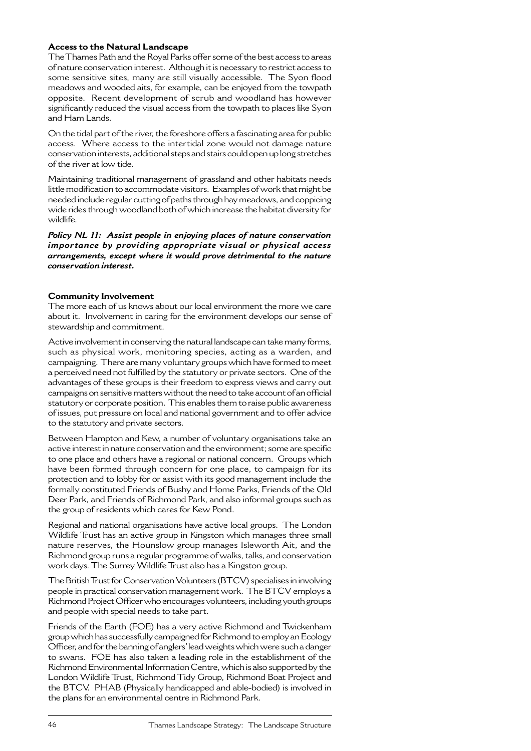**Access to the Natural Landscape**

The Thames Path and the Royal Parks offer some of the best access to areas of nature conservation interest. Although it is necessary to restrict access to some sensitive sites, many are still visually accessible. The Syon flood meadows and wooded aits, for example, can be enjoyed from the towpath opposite. Recent development of scrub and woodland has however significantly reduced the visual access from the towpath to places like Syon and Ham Lands.

On the tidal part of the river, the foreshore offers a fascinating area for public access. Where access to the intertidal zone would not damage nature conservation interests, additional steps and stairs could open up long stretches of the river at low tide.

Maintaining traditional management of grassland and other habitats needs little modification to accommodate visitors. Examples of work that might be needed include regular cutting of paths through hay meadows, and coppicing wide rides through woodland both of which increase the habitat diversity for wildlife.

***Policy NL 11: Assist people in enjoying places of nature conservation importance by providing appropriate visual or physical access arrangements, except where it would prove detrimental to the nature conservation interest.***

**Community Involvement**

The more each of us knows about our local environment the more we care about it. Involvement in caring for the environment develops our sense of stewardship and commitment.

Active involvement in conserving the natural landscape can take many forms, such as physical work, monitoring species, acting as a warden, and campaigning. There are many voluntary groups which have formed to meet a perceived need not fulfilled by the statutory or private sectors. One of the advantages of these groups is their freedom to express views and carry out campaigns on sensitive matters without the need to take account of an official statutory or corporate position. This enables them to raise public awareness of issues, put pressure on local and national government and to offer advice to the statutory and private sectors.

Between Hampton and Kew, a number of voluntary organisations take an active interest in nature conservation and the environment; some are specific to one place and others have a regional or national concern. Groups which have been formed through concern for one place, to campaign for its protection and to lobby for or assist with its good management include the formally constituted Friends of Bushy and Home Parks, Friends of the Old Deer Park, and Friends of Richmond Park, and also informal groups such as the group of residents which cares for Kew Pond.

Regional and national organisations have active local groups. The London Wildlife Trust has an active group in Kingston which manages three small nature reserves, the Hounslow group manages Isleworth Ait, and the Richmond group runs a regular programme of walks, talks, and conservation work days. The Surrey Wildlife Trust also has a Kingston group.

The British Trust for Conservation Volunteers (BTCV) specialises in involving people in practical conservation management work. The BTCV employs a Richmond Project Officer who encourages volunteers, including youth groups and people with special needs to take part.

Friends of the Earth (FOE) has a very active Richmond and Twickenham group which has successfully campaigned for Richmond to employ an Ecology Officer, and for the banning of anglers' lead weights which were such a danger to swans. FOE has also taken a leading role in the establishment of the Richmond Environmental Information Centre, which is also supported by the London Wildlife Trust, Richmond Tidy Group, Richmond Boat Project and the BTCV. PHAB (Physically handicapped and able-bodied) is involved in the plans for an environmental centre in Richmond Park.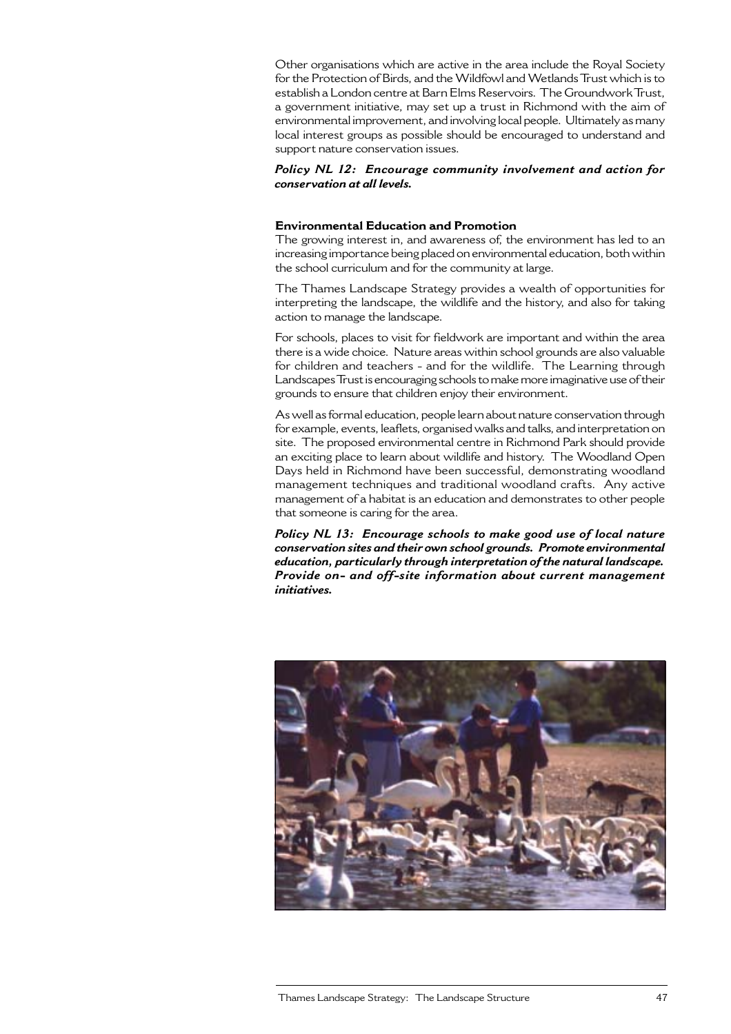Other organisations which are active in the area include the Royal Society for the Protection of Birds, and the Wildfowl and Wetlands Trust which is to establish a London centre at Barn Elms Reservoirs. The Groundwork Trust, a government initiative, may set up a trust in Richmond with the aim of environmental improvement, and involving local people. Ultimately as many local interest groups as possible should be encouraged to understand and support nature conservation issues.

***Policy NL 12: Encourage community involvement and action for conservation at all levels.***

**Environmental Education and Promotion**

The growing interest in, and awareness of, the environment has led to an increasing importance being placed on environmental education, both within the school curriculum and for the community at large.

The Thames Landscape Strategy provides a wealth of opportunities for interpreting the landscape, the wildlife and the history, and also for taking action to manage the landscape.

For schools, places to visit for fieldwork are important and within the area there is a wide choice. Nature areas within school grounds are also valuable for children and teachers - and for the wildlife. The Learning through Landscapes Trust is encouraging schools to make more imaginative use of their grounds to ensure that children enjoy their environment.

As well as formal education, people learn about nature conservation through for example, events, leaflets, organised walks and talks, and interpretation on site. The proposed environmental centre in Richmond Park should provide an exciting place to learn about wildlife and history. The Woodland Open Days held in Richmond have been successful, demonstrating woodland management techniques and traditional woodland crafts. Any active management of a habitat is an education and demonstrates to other people that someone is caring for the area.

***Policy NL 13: Encourage schools to make good use of local nature conservation sites and their own school grounds. Promote environmental education, particularly through interpretation of the natural landscape. Provide on- and off-site information about current management initiatives.***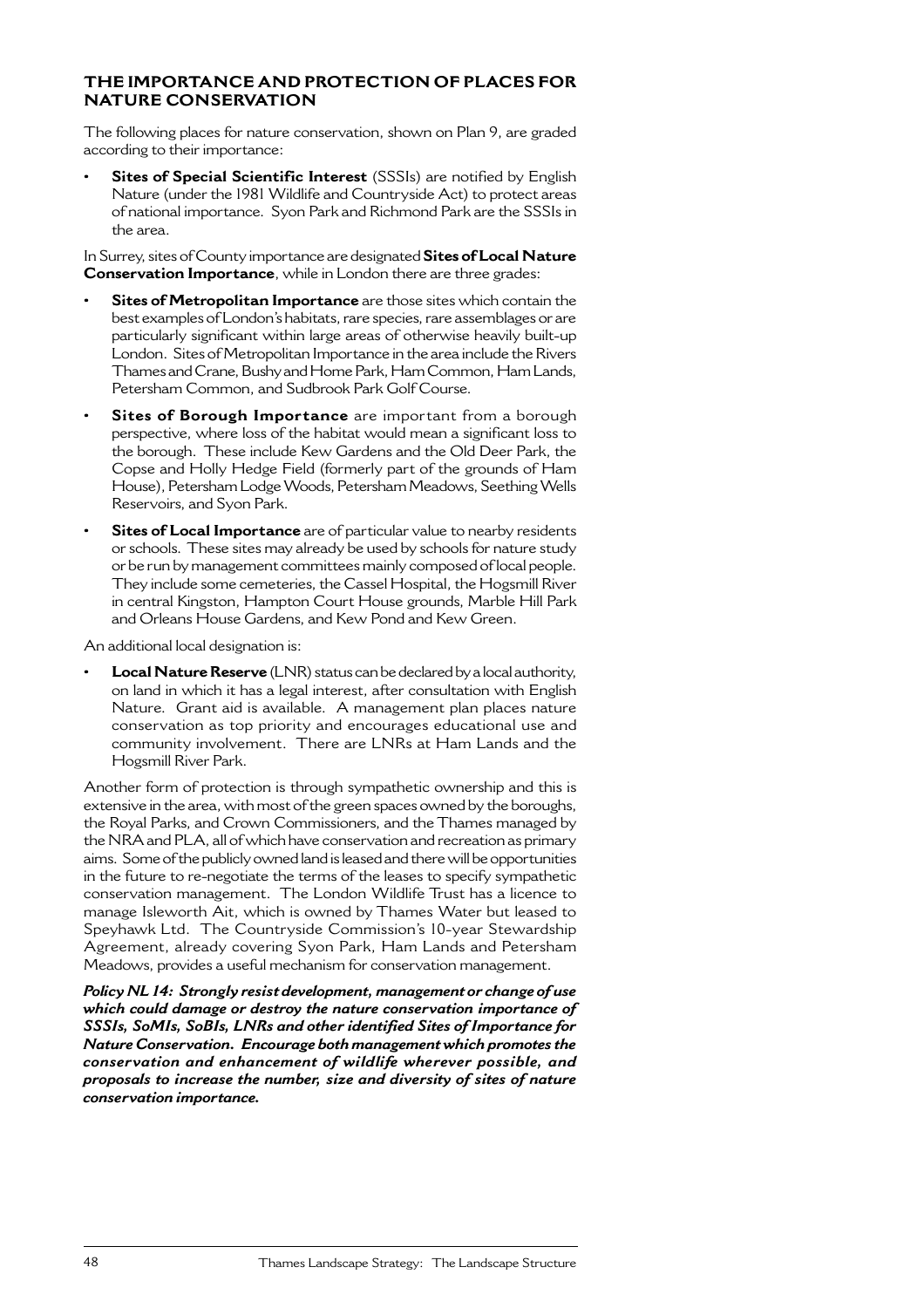## THE IMPORTANCE AND PROTECTION OF PLACES FOR NATURE CONSERVATION

The following places for nature conservation, shown on Plan 9, are graded according to their importance:

- **Sites of Special Scientific Interest** (SSSIs) are notified by English Nature (under the 1981 Wildlife and Countryside Act) to protect areas of national importance. Syon Park and Richmond Park are the SSSIs in the area.

In Surrey, sites of County importance are designated **Sites of Local Nature Conservation Importance**, while in London there are three grades:

- **Sites of Metropolitan Importance** are those sites which contain the best examples of London's habitats, rare species, rare assemblages or are particularly significant within large areas of otherwise heavily built-up London. Sites of Metropolitan Importance in the area include the Rivers Thames and Crane, Bushy and Home Park, Ham Common, Ham Lands, Petersham Common, and Sudbrook Park Golf Course.
- **Sites of Borough Importance** are important from a borough perspective, where loss of the habitat would mean a significant loss to the borough. These include Kew Gardens and the Old Deer Park, the Copse and Holly Hedge Field (formerly part of the grounds of Ham House), Petersham Lodge Woods, Petersham Meadows, Seething Wells Reservoirs, and Syon Park.
- **Sites of Local Importance** are of particular value to nearby residents or schools. These sites may already be used by schools for nature study or be run by management committees mainly composed of local people. They include some cemeteries, the Cassel Hospital, the Hogsmill River in central Kingston, Hampton Court House grounds, Marble Hill Park and Orleans House Gardens, and Kew Pond and Kew Green.

An additional local designation is:

- **Local Nature Reserve** (LNR) status can be declared by a local authority, on land in which it has a legal interest, after consultation with English Nature. Grant aid is available. A management plan places nature conservation as top priority and encourages educational use and community involvement. There are LNRs at Ham Lands and the Hogsmill River Park.

Another form of protection is through sympathetic ownership and this is extensive in the area, with most of the green spaces owned by the boroughs, the Royal Parks, and Crown Commissioners, and the Thames managed by the NRA and PLA, all of which have conservation and recreation as primary aims. Some of the publicly owned land is leased and there will be opportunities in the future to re-negotiate the terms of the leases to specify sympathetic conservation management. The London Wildlife Trust has a licence to manage Isleworth Ait, which is owned by Thames Water but leased to Speyhawk Ltd. The Countryside Commission's 10-year Stewardship Agreement, already covering Syon Park, Ham Lands and Petersham Meadows, provides a useful mechanism for conservation management.

***Policy NL 14: Strongly resist development, management or change of use which could damage or destroy the nature conservation importance of SSSIs, SoMIs, SoBIs, LNRs and other identified Sites of Importance for Nature Conservation. Encourage both management which promotes the conservation and enhancement of wildlife wherever possible, and proposals to increase the number, size and diversity of sites of nature conservation importance.***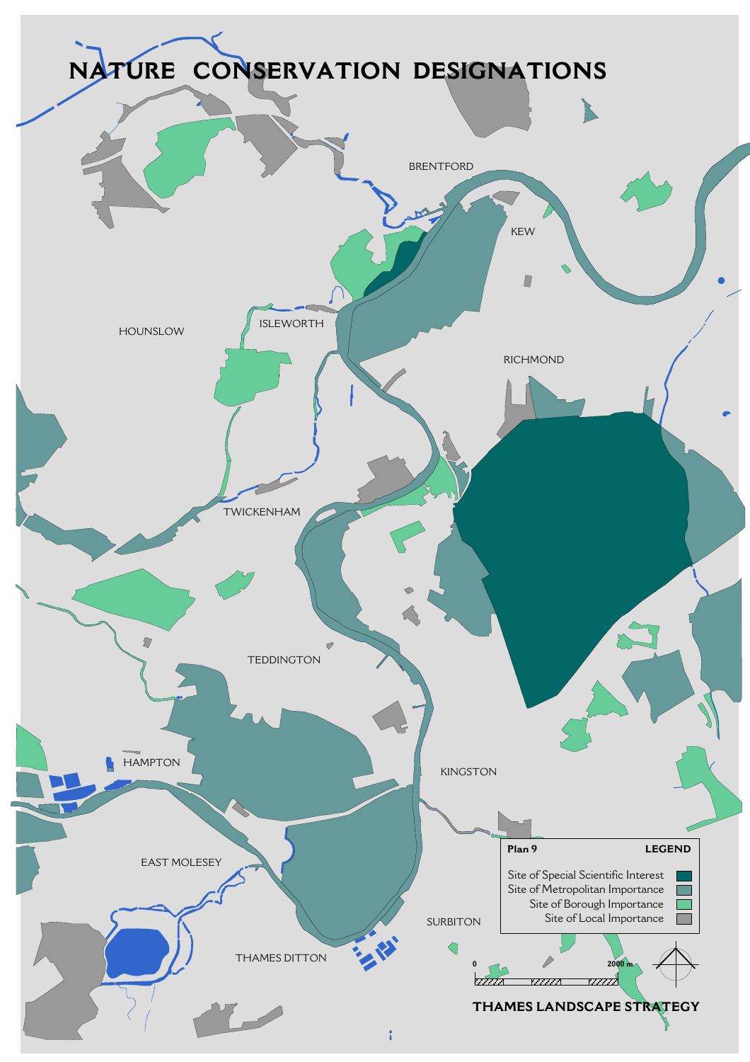# NATURE CONSERVATION DESIGNATIONS

BRENTFORD

KEW

ISLEWORTH

HOUNSLOW

RICHMOND

TWICKENHAM

TEDDINGTON

HAMPTON

KINGSTON

EAST MOLESEY

SURBITON

THAMES DITTON

Plan 9

LEGEND

Site of Special Scientific Interest

Site of Metropolitan Importance

Site of Borough Importance

Site of Local Importance

0

2000 m

THAMES LANDSCAPE STRATEGY